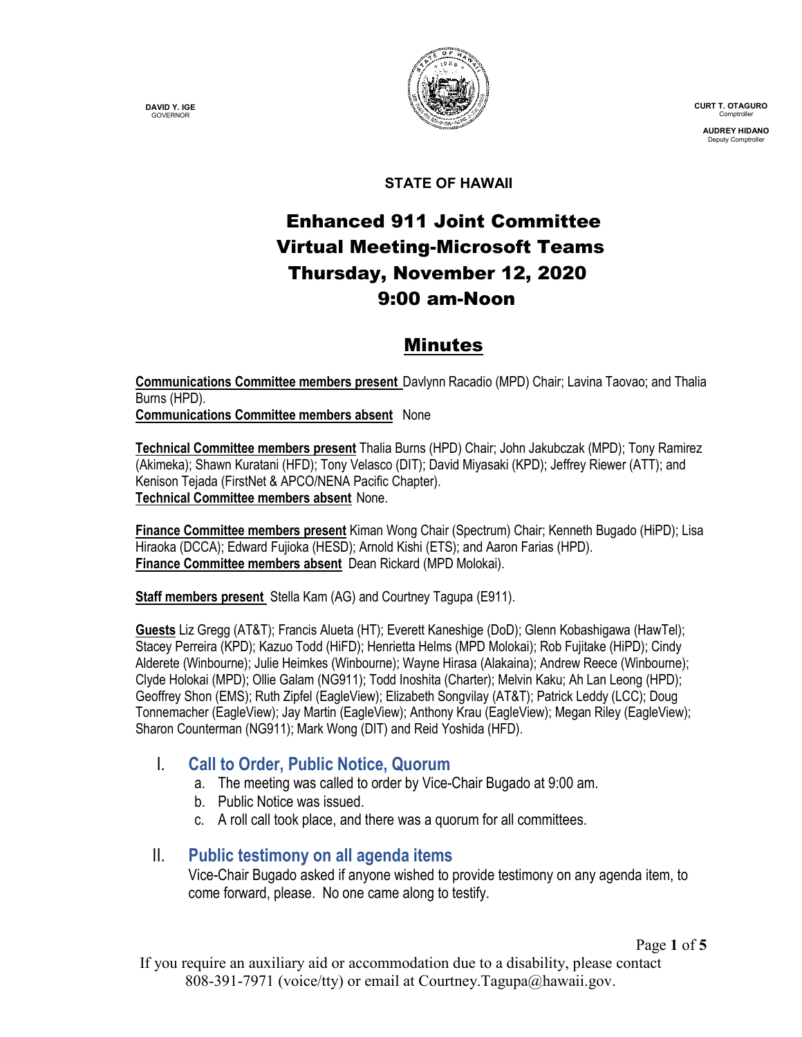DAVID Y. IGE
GOVERNOR

CURT T. OTAGURO
Comptroller

AUDREY HIDANO
Deputy Comptroller

**STATE OF HAWAII**

# Enhanced 911 Joint Committee
# Virtual Meeting-Microsoft Teams
# Thursday, November 12, 2020
# 9:00 am-Noon

## Minutes

**Communications Committee members present** Davlynn Racadio (MPD) Chair; Lavina Taovao; and Thalia Burns (HPD).
**Communications Committee members absent** None

**Technical Committee members present** Thalia Burns (HPD) Chair; John Jakubczak (MPD); Tony Ramirez (Akimeka); Shawn Kuratani (HFD); Tony Velasco (DIT); David Miyasaki (KPD); Jeffrey Riewer (ATT); and Kenison Tejada (FirstNet & APCO/NENA Pacific Chapter).
**Technical Committee members absent** None.

**Finance Committee members present** Kiman Wong Chair (Spectrum) Chair; Kenneth Bugado (HiPD); Lisa Hiraoka (DCCA); Edward Fujioka (HESD); Arnold Kishi (ETS); and Aaron Farias (HPD).
**Finance Committee members absent** Dean Rickard (MPD Molokai).

**Staff members present** Stella Kam (AG) and Courtney Tagupa (E911).

**Guests** Liz Gregg (AT&T); Francis Alueta (HT); Everett Kaneshige (DoD); Glenn Kobashigawa (HawTel); Stacey Perreira (KPD); Kazuo Todd (HiFD); Henrietta Helms (MPD Molokai); Rob Fujitake (HiPD); Cindy Alderete (Winbourne); Julie Heimkes (Winbourne); Wayne Hirasa (Alakaina); Andrew Reece (Winbourne); Clyde Holokai (MPD); Ollie Galam (NG911); Todd Inoshita (Charter); Melvin Kaku; Ah Lan Leong (HPD); Geoffrey Shon (EMS); Ruth Zipfel (EagleView); Elizabeth Songvilay (AT&T); Patrick Leddy (LCC); Doug Tonnemacher (EagleView); Jay Martin (EagleView); Anthony Krau (EagleView); Megan Riley (EagleView); Sharon Counterman (NG911); Mark Wong (DIT) and Reid Yoshida (HFD).

## I. Call to Order, Public Notice, Quorum

a. The meeting was called to order by Vice-Chair Bugado at 9:00 am.
b. Public Notice was issued.
c. A roll call took place, and there was a quorum for all committees.

## II. Public testimony on all agenda items

Vice-Chair Bugado asked if anyone wished to provide testimony on any agenda item, to come forward, please. No one came along to testify.

If you require an auxiliary aid or accommodation due to a disability, please contact 808-391-7971 (voice/tty) or email at Courtney.Tagupa@hawaii.gov.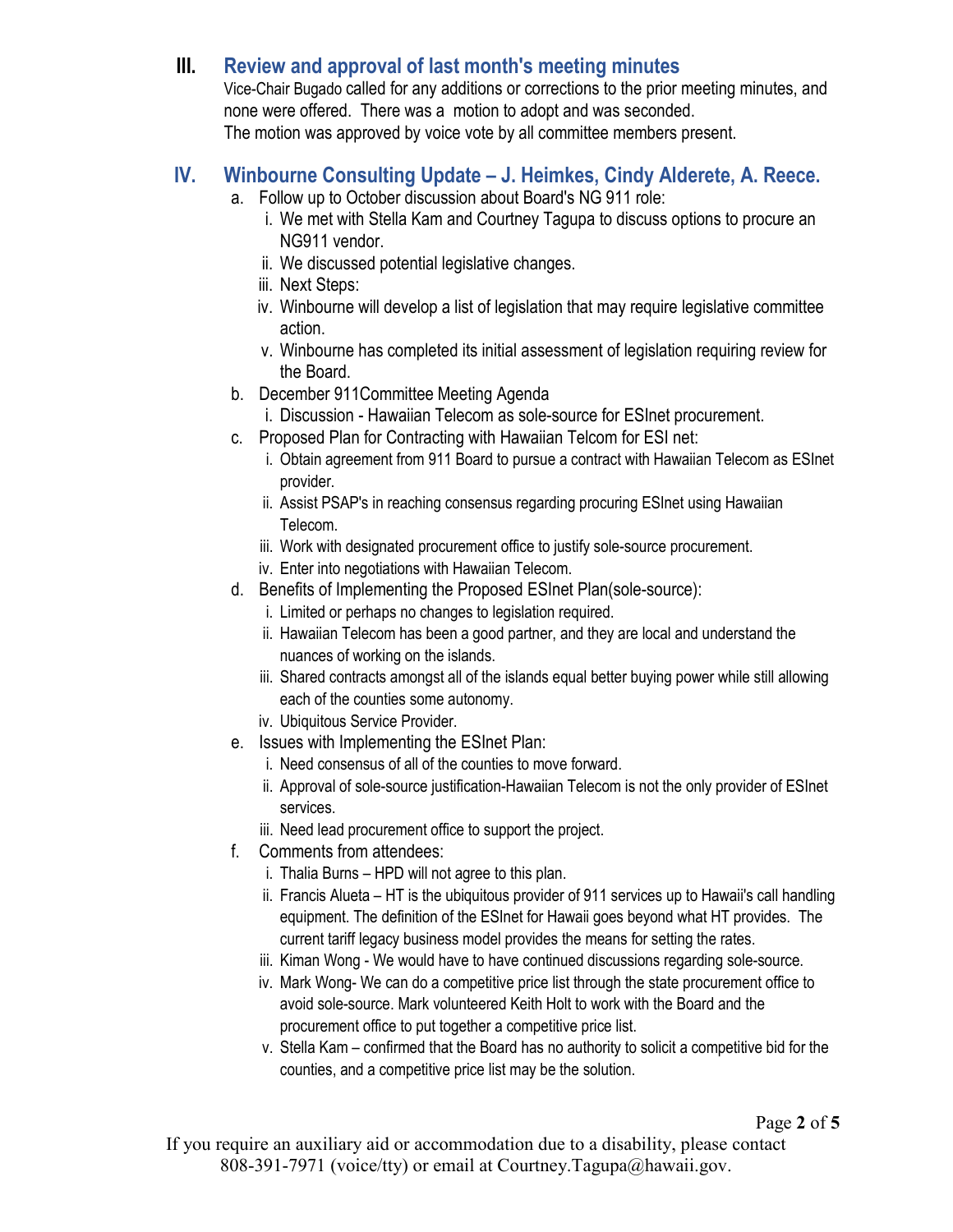## III. Review and approval of last month's meeting minutes

Vice-Chair Bugado called for any additions or corrections to the prior meeting minutes, and none were offered. There was a motion to adopt and was seconded.
The motion was approved by voice vote by all committee members present.

## IV. Winbourne Consulting Update – J. Heimkes, Cindy Alderete, A. Reece.

a. Follow up to October discussion about Board's NG 911 role:
   i. We met with Stella Kam and Courtney Tagupa to discuss options to procure an NG911 vendor.
   ii. We discussed potential legislative changes.
   iii. Next Steps:
   iv. Winbourne will develop a list of legislation that may require legislative committee action.
   v. Winbourne has completed its initial assessment of legislation requiring review for the Board.

b. December 911Committee Meeting Agenda
   i. Discussion - Hawaiian Telecom as sole-source for ESInet procurement.

c. Proposed Plan for Contracting with Hawaiian Telcom for ESI net:
   i. Obtain agreement from 911 Board to pursue a contract with Hawaiian Telecom as ESInet provider.
   ii. Assist PSAP's in reaching consensus regarding procuring ESInet using Hawaiian Telecom.
   iii. Work with designated procurement office to justify sole-source procurement.
   iv. Enter into negotiations with Hawaiian Telecom.

d. Benefits of Implementing the Proposed ESInet Plan(sole-source):
   i. Limited or perhaps no changes to legislation required.
   ii. Hawaiian Telecom has been a good partner, and they are local and understand the nuances of working on the islands.
   iii. Shared contracts amongst all of the islands equal better buying power while still allowing each of the counties some autonomy.
   iv. Ubiquitous Service Provider.

e. Issues with Implementing the ESInet Plan:
   i. Need consensus of all of the counties to move forward.
   ii. Approval of sole-source justification-Hawaiian Telecom is not the only provider of ESInet services.
   iii. Need lead procurement office to support the project.

f. Comments from attendees:
   i. Thalia Burns – HPD will not agree to this plan.
   ii. Francis Alueta – HT is the ubiquitous provider of 911 services up to Hawaii's call handling equipment. The definition of the ESInet for Hawaii goes beyond what HT provides. The current tariff legacy business model provides the means for setting the rates.
   iii. Kiman Wong - We would have to have continued discussions regarding sole-source.
   iv. Mark Wong- We can do a competitive price list through the state procurement office to avoid sole-source. Mark volunteered Keith Holt to work with the Board and the procurement office to put together a competitive price list.
   v. Stella Kam – confirmed that the Board has no authority to solicit a competitive bid for the counties, and a competitive price list may be the solution.

If you require an auxiliary aid or accommodation due to a disability, please contact 808-391-7971 (voice/tty) or email at Courtney.Tagupa@hawaii.gov.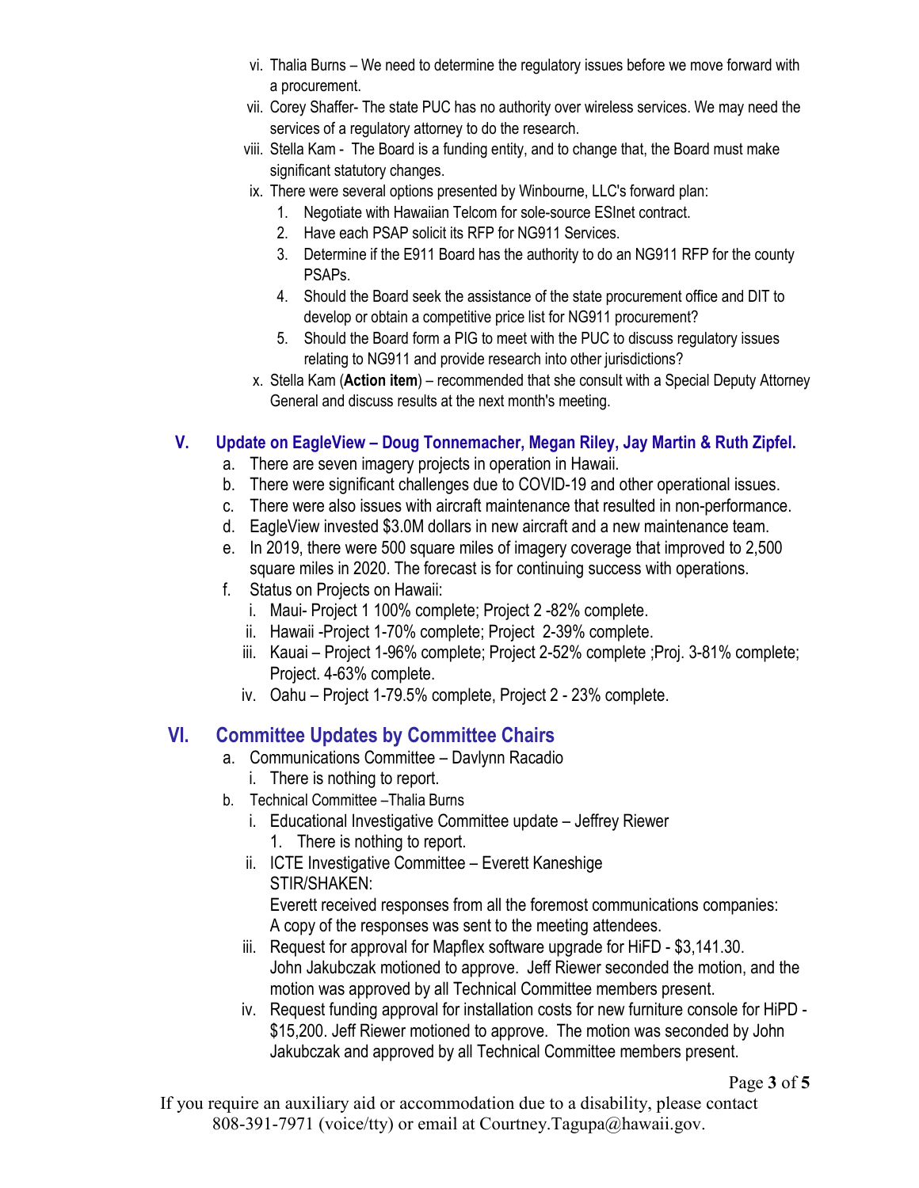vi. Thalia Burns – We need to determine the regulatory issues before we move forward with a procurement.

vii. Corey Shaffer- The state PUC has no authority over wireless services. We may need the services of a regulatory attorney to do the research.

viii. Stella Kam - The Board is a funding entity, and to change that, the Board must make significant statutory changes.

ix. There were several options presented by Winbourne, LLC's forward plan:

1. Negotiate with Hawaiian Telcom for sole-source ESInet contract.
2. Have each PSAP solicit its RFP for NG911 Services.
3. Determine if the E911 Board has the authority to do an NG911 RFP for the county PSAPs.
4. Should the Board seek the assistance of the state procurement office and DIT to develop or obtain a competitive price list for NG911 procurement?
5. Should the Board form a PIG to meet with the PUC to discuss regulatory issues relating to NG911 and provide research into other jurisdictions?

x. Stella Kam (**Action item**) – recommended that she consult with a Special Deputy Attorney General and discuss results at the next month's meeting.

## V. Update on EagleView – Doug Tonnemacher, Megan Riley, Jay Martin & Ruth Zipfel.

a. There are seven imagery projects in operation in Hawaii.

b. There were significant challenges due to COVID-19 and other operational issues.

c. There were also issues with aircraft maintenance that resulted in non-performance.

d. EagleView invested $3.0M dollars in new aircraft and a new maintenance team.

e. In 2019, there were 500 square miles of imagery coverage that improved to 2,500 square miles in 2020. The forecast is for continuing success with operations.

f. Status on Projects on Hawaii:

i. Maui- Project 1 100% complete; Project 2 -82% complete.

ii. Hawaii -Project 1-70% complete; Project 2-39% complete.

iii. Kauai – Project 1-96% complete; Project 2-52% complete ;Proj. 3-81% complete; Project. 4-63% complete.

iv. Oahu – Project 1-79.5% complete, Project 2 - 23% complete.

## VI. Committee Updates by Committee Chairs

a. Communications Committee – Davlynn Racadio

i. There is nothing to report.

b. Technical Committee –Thalia Burns

i. Educational Investigative Committee update – Jeffrey Riewer

1. There is nothing to report.

ii. ICTE Investigative Committee – Everett Kaneshige
STIR/SHAKEN:
Everett received responses from all the foremost communications companies: A copy of the responses was sent to the meeting attendees.

iii. Request for approval for Mapflex software upgrade for HiFD - $3,141.30. John Jakubczak motioned to approve. Jeff Riewer seconded the motion, and the motion was approved by all Technical Committee members present.

iv. Request funding approval for installation costs for new furniture console for HiPD - $15,200. Jeff Riewer motioned to approve. The motion was seconded by John Jakubczak and approved by all Technical Committee members present.

If you require an auxiliary aid or accommodation due to a disability, please contact 808-391-7971 (voice/tty) or email at Courtney.Tagupa@hawaii.gov.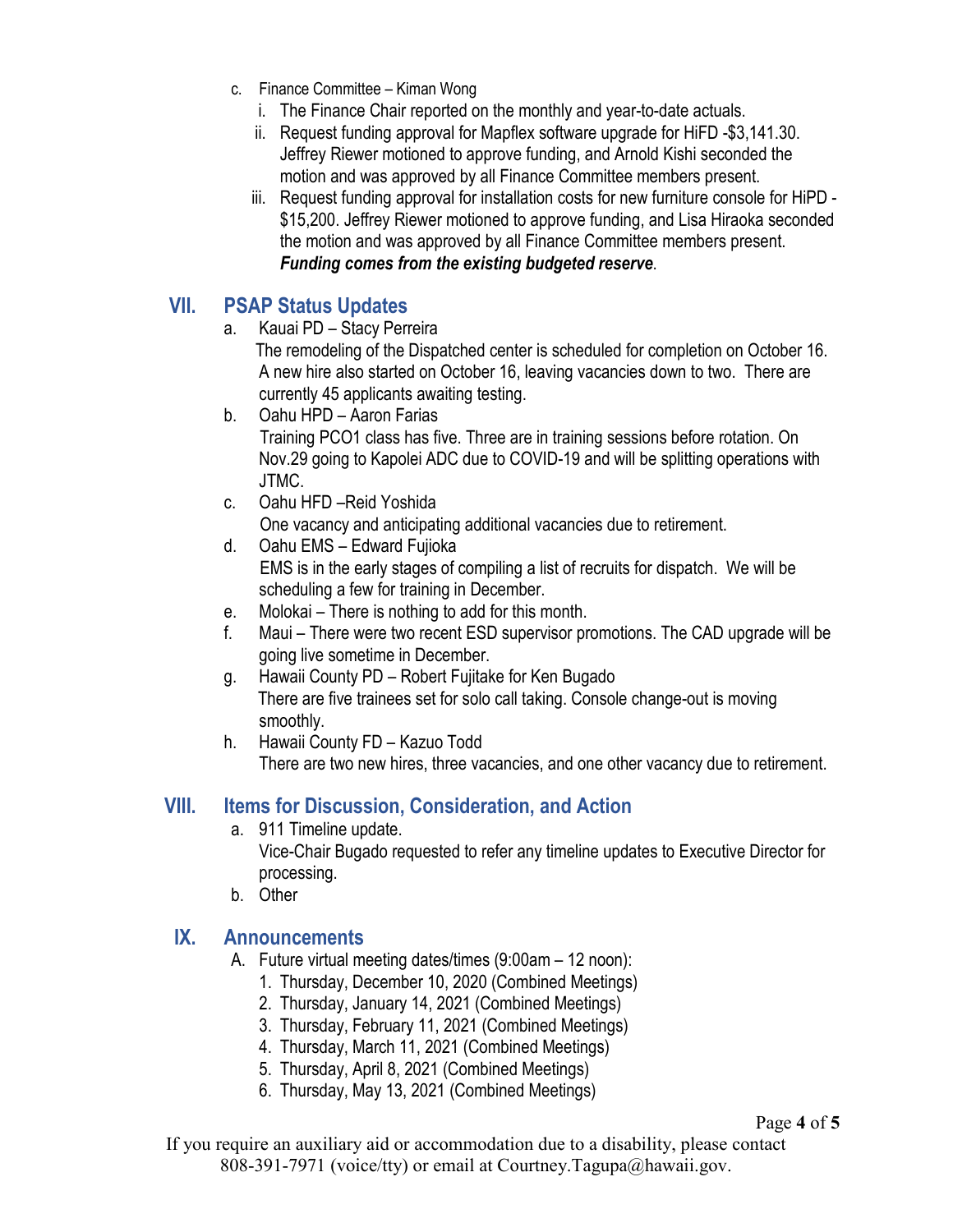c. Finance Committee – Kiman Wong
   i. The Finance Chair reported on the monthly and year-to-date actuals.
   ii. Request funding approval for Mapflex software upgrade for HiFD -$3,141.30. Jeffrey Riewer motioned to approve funding, and Arnold Kishi seconded the motion and was approved by all Finance Committee members present.
   iii. Request funding approval for installation costs for new furniture console for HiPD -$15,200. Jeffrey Riewer motioned to approve funding, and Lisa Hiraoka seconded the motion and was approved by all Finance Committee members present. ***Funding comes from the existing budgeted reserve.***

## VII. PSAP Status Updates

a. Kauai PD – Stacy Perreira
   The remodeling of the Dispatched center is scheduled for completion on October 16. A new hire also started on October 16, leaving vacancies down to two. There are currently 45 applicants awaiting testing.
b. Oahu HPD – Aaron Farias
   Training PCO1 class has five. Three are in training sessions before rotation. On Nov.29 going to Kapolei ADC due to COVID-19 and will be splitting operations with JTMC.
c. Oahu HFD –Reid Yoshida
   One vacancy and anticipating additional vacancies due to retirement.
d. Oahu EMS – Edward Fujioka
   EMS is in the early stages of compiling a list of recruits for dispatch. We will be scheduling a few for training in December.
e. Molokai – There is nothing to add for this month.
f. Maui – There were two recent ESD supervisor promotions. The CAD upgrade will be going live sometime in December.
g. Hawaii County PD – Robert Fujitake for Ken Bugado
   There are five trainees set for solo call taking. Console change-out is moving smoothly.
h. Hawaii County FD – Kazuo Todd
   There are two new hires, three vacancies, and one other vacancy due to retirement.

## VIII. Items for Discussion, Consideration, and Action

a. 911 Timeline update.
   Vice-Chair Bugado requested to refer any timeline updates to Executive Director for processing.
b. Other

## IX. Announcements

A. Future virtual meeting dates/times (9:00am – 12 noon):
   1. Thursday, December 10, 2020 (Combined Meetings)
   2. Thursday, January 14, 2021 (Combined Meetings)
   3. Thursday, February 11, 2021 (Combined Meetings)
   4. Thursday, March 11, 2021 (Combined Meetings)
   5. Thursday, April 8, 2021 (Combined Meetings)
   6. Thursday, May 13, 2021 (Combined Meetings)

If you require an auxiliary aid or accommodation due to a disability, please contact 808-391-7971 (voice/tty) or email at Courtney.Tagupa@hawaii.gov.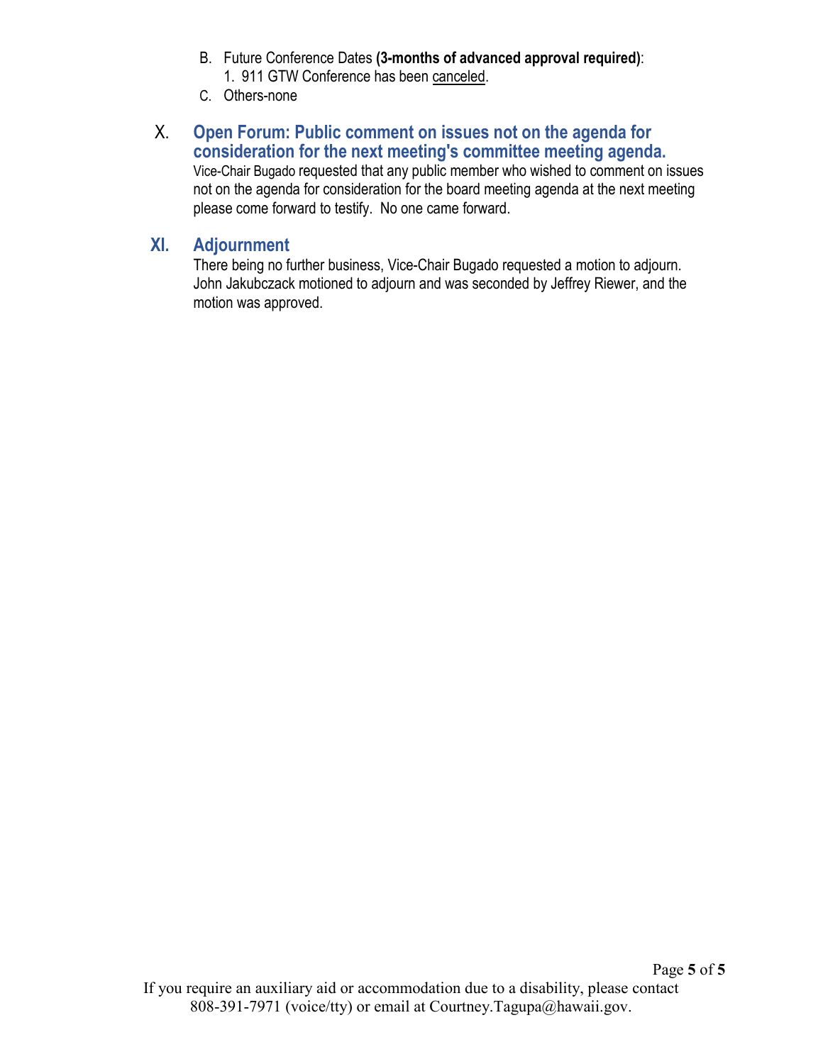B. Future Conference Dates **(3-months of advanced approval required)**:
   1. 911 GTW Conference has been canceled.

C. Others-none

## X. Open Forum: Public comment on issues not on the agenda for consideration for the next meeting's committee meeting agenda.

Vice-Chair Bugado requested that any public member who wished to comment on issues not on the agenda for consideration for the board meeting agenda at the next meeting please come forward to testify. No one came forward.

## XI. Adjournment

There being no further business, Vice-Chair Bugado requested a motion to adjourn. John Jakubczack motioned to adjourn and was seconded by Jeffrey Riewer, and the motion was approved.

If you require an auxiliary aid or accommodation due to a disability, please contact 808-391-7971 (voice/tty) or email at Courtney.Tagupa@hawaii.gov.